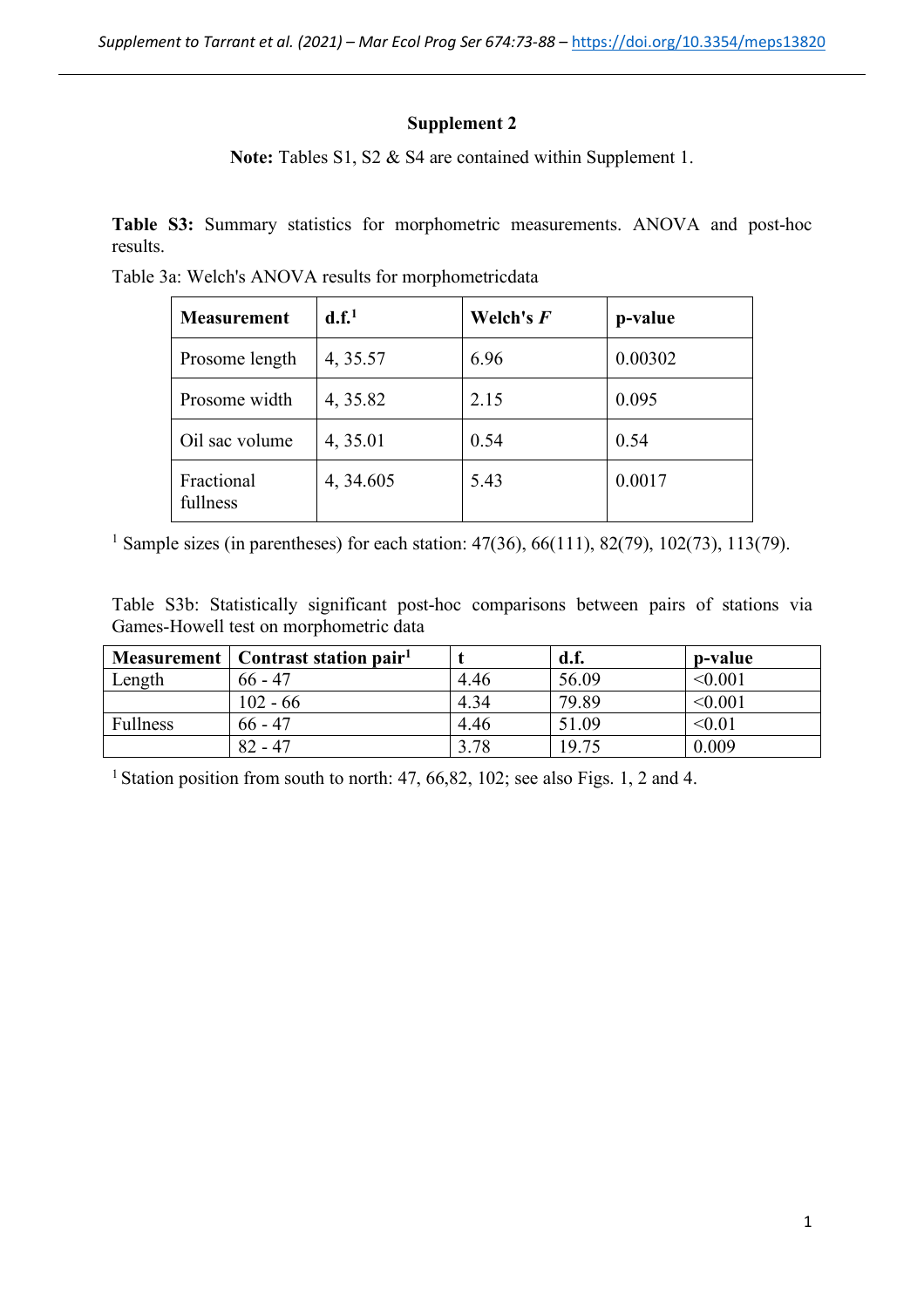## Supplement 2

**Note:** Tables S1, S2 & S4 are contained within Supplement 1.

**Table S3:** Summary statistics for morphometric measurements. ANOVA and post-hoc results.

Table 3a: Welch's ANOVA results for morphometricdata

| Measurement | d.f.[1] | Welch's *F* | p-value |
|---|---|---|---|
| Prosome length | 4, 35.57 | 6.96 | 0.00302 |
| Prosome width | 4, 35.82 | 2.15 | 0.095 |
| Oil sac volume | 4, 35.01 | 0.54 | 0.54 |
| Fractional fullness | 4, 34.605 | 5.43 | 0.0017 |

[1] Sample sizes (in parentheses) for each station: 47(36), 66(111), 82(79), 102(73), 113(79).

Table S3b: Statistically significant post-hoc comparisons between pairs of stations via Games-Howell test on morphometric data

| Measurement | Contrast station pair[1] | t | d.f. | p-value |
|---|---|---|---|---|
| Length | 66 - 47 | 4.46 | 56.09 | <0.001 |
| | 102 - 66 | 4.34 | 79.89 | <0.001 |
| Fullness | 66 - 47 | 4.46 | 51.09 | <0.01 |
| | 82 - 47 | 3.78 | 19.75 | 0.009 |

[1] Station position from south to north: 47, 66,82, 102; see also Figs. 1, 2 and 4.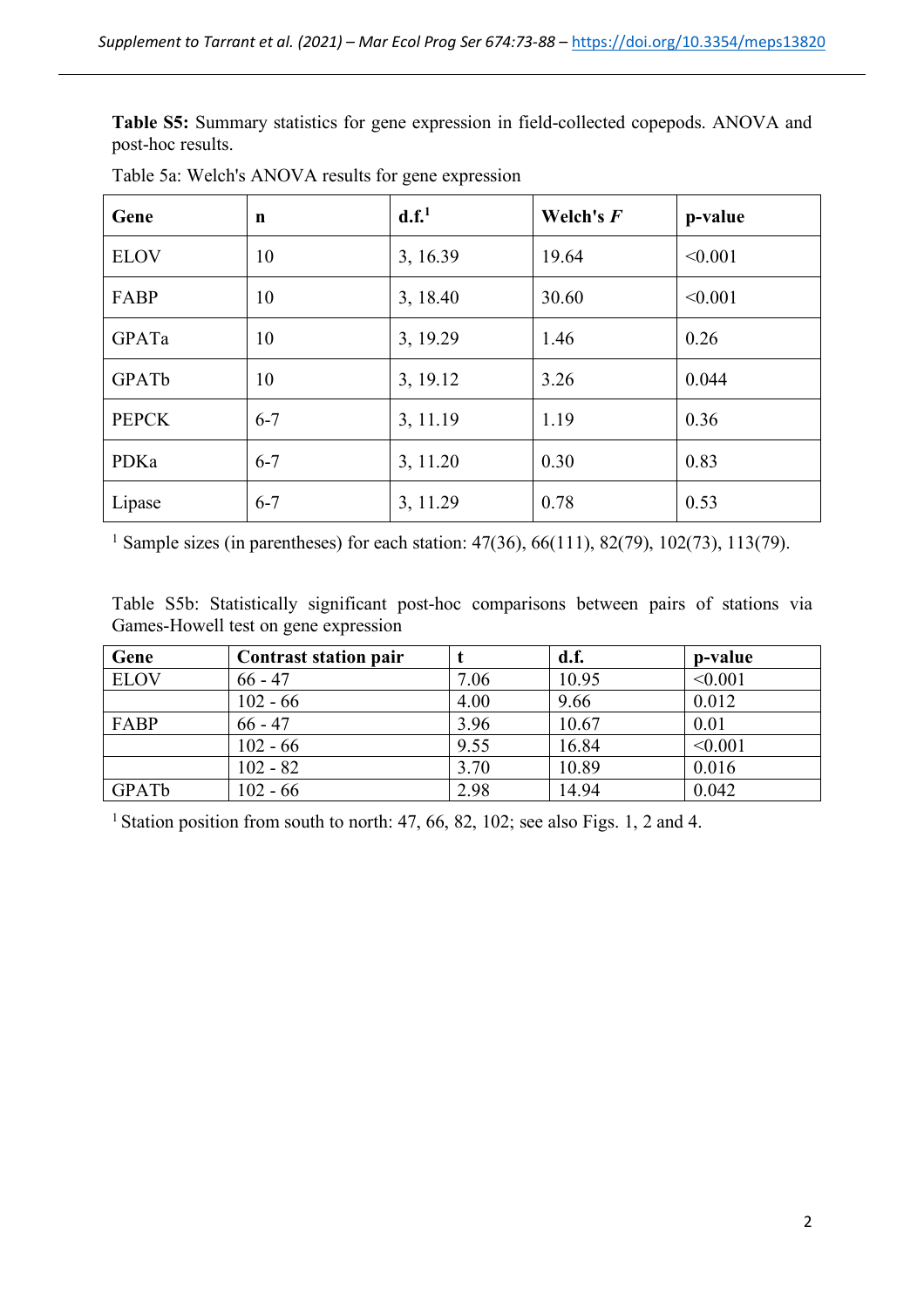**Table S5:** Summary statistics for gene expression in field-collected copepods. ANOVA and post-hoc results.

Table 5a: Welch's ANOVA results for gene expression

| Gene | n | d.f.[1] | Welch's *F* | p-value |
|---|---|---|---|---|
| ELOV | 10 | 3, 16.39 | 19.64 | <0.001 |
| FABP | 10 | 3, 18.40 | 30.60 | <0.001 |
| GPATa | 10 | 3, 19.29 | 1.46 | 0.26 |
| GPATb | 10 | 3, 19.12 | 3.26 | 0.044 |
| PEPCK | 6-7 | 3, 11.19 | 1.19 | 0.36 |
| PDKa | 6-7 | 3, 11.20 | 0.30 | 0.83 |
| Lipase | 6-7 | 3, 11.29 | 0.78 | 0.53 |

[1] Sample sizes (in parentheses) for each station: 47(36), 66(111), 82(79), 102(73), 113(79).

Table S5b: Statistically significant post-hoc comparisons between pairs of stations via Games-Howell test on gene expression

| Gene | Contrast station pair | t | d.f. | p-value |
|---|---|---|---|---|
| ELOV | 66 - 47 | 7.06 | 10.95 | <0.001 |
| | 102 - 66 | 4.00 | 9.66 | 0.012 |
| FABP | 66 - 47 | 3.96 | 10.67 | 0.01 |
| | 102 - 66 | 9.55 | 16.84 | <0.001 |
| | 102 - 82 | 3.70 | 10.89 | 0.016 |
| GPATb | 102 - 66 | 2.98 | 14.94 | 0.042 |

[1] Station position from south to north: 47, 66, 82, 102; see also Figs. 1, 2 and 4.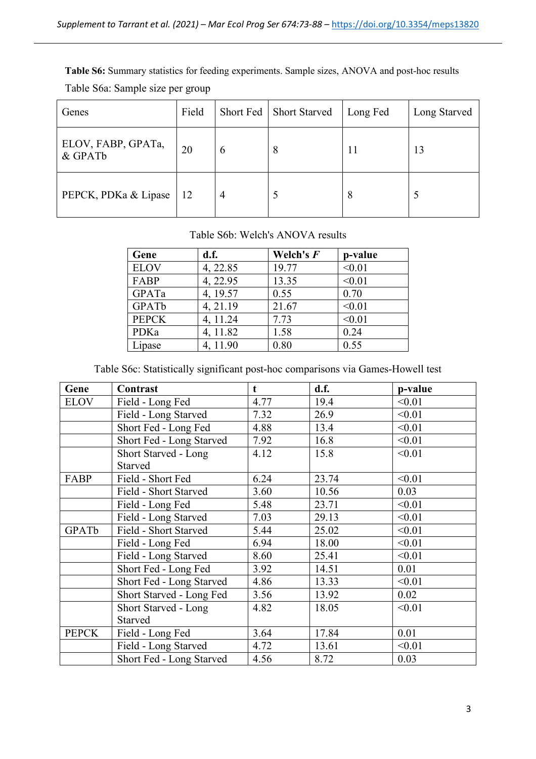**Table S6:** Summary statistics for feeding experiments. Sample sizes, ANOVA and post-hoc results

Table S6a: Sample size per group

| Genes | Field | Short Fed | Short Starved | Long Fed | Long Starved |
|---|---|---|---|---|---|
| ELOV, FABP, GPATa, & GPATb | 20 | 6 | 8 | 11 | 13 |
| PEPCK, PDKa & Lipase | 12 | 4 | 5 | 8 | 5 |

Table S6b: Welch's ANOVA results

| Gene | d.f. | Welch's *F* | p-value |
|---|---|---|---|
| ELOV | 4, 22.85 | 19.77 | <0.01 |
| FABP | 4, 22.95 | 13.35 | <0.01 |
| GPATa | 4, 19.57 | 0.55 | 0.70 |
| GPATb | 4, 21.19 | 21.67 | <0.01 |
| PEPCK | 4, 11.24 | 7.73 | <0.01 |
| PDKa | 4, 11.82 | 1.58 | 0.24 |
| Lipase | 4, 11.90 | 0.80 | 0.55 |

Table S6c: Statistically significant post-hoc comparisons via Games-Howell test

| Gene | Contrast | t | d.f. | p-value |
|---|---|---|---|---|
| ELOV | Field - Long Fed | 4.77 | 19.4 | <0.01 |
| | Field - Long Starved | 7.32 | 26.9 | <0.01 |
| | Short Fed - Long Fed | 4.88 | 13.4 | <0.01 |
| | Short Fed - Long Starved | 7.92 | 16.8 | <0.01 |
| | Short Starved - Long Starved | 4.12 | 15.8 | <0.01 |
| FABP | Field - Short Fed | 6.24 | 23.74 | <0.01 |
| | Field - Short Starved | 3.60 | 10.56 | 0.03 |
| | Field - Long Fed | 5.48 | 23.71 | <0.01 |
| | Field - Long Starved | 7.03 | 29.13 | <0.01 |
| GPATb | Field - Short Starved | 5.44 | 25.02 | <0.01 |
| | Field - Long Fed | 6.94 | 18.00 | <0.01 |
| | Field - Long Starved | 8.60 | 25.41 | <0.01 |
| | Short Fed - Long Fed | 3.92 | 14.51 | 0.01 |
| | Short Fed - Long Starved | 4.86 | 13.33 | <0.01 |
| | Short Starved - Long Fed | 3.56 | 13.92 | 0.02 |
| | Short Starved - Long Starved | 4.82 | 18.05 | <0.01 |
| PEPCK | Field - Long Fed | 3.64 | 17.84 | 0.01 |
| | Field - Long Starved | 4.72 | 13.61 | <0.01 |
| | Short Fed - Long Starved | 4.56 | 8.72 | 0.03 |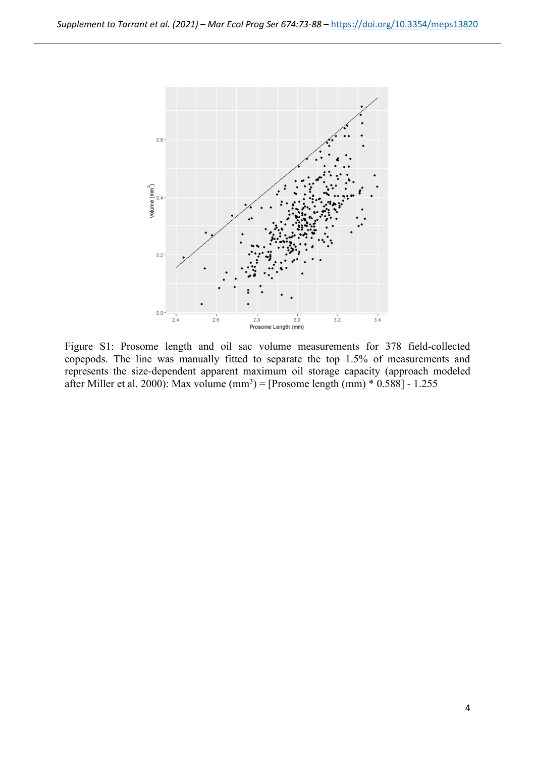Figure S1: Prosome length and oil sac volume measurements for 378 field-collected copepods. The line was manually fitted to separate the top 1.5% of measurements and represents the size-dependent apparent maximum oil storage capacity (approach modeled after Miller et al. 2000): Max volume ($mm^3$) = [Prosome length (mm) * 0.588] - 1.255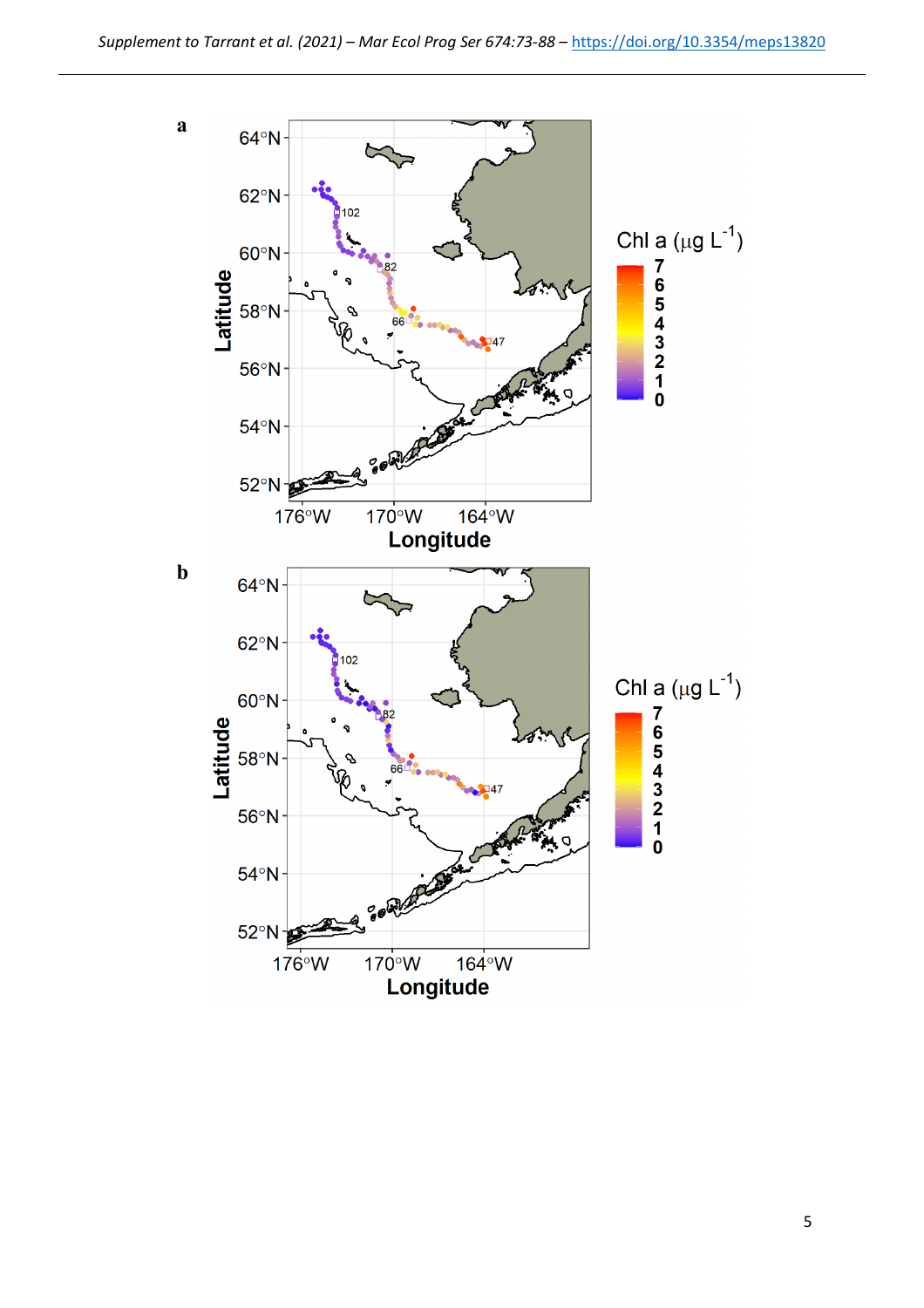**a**

**b**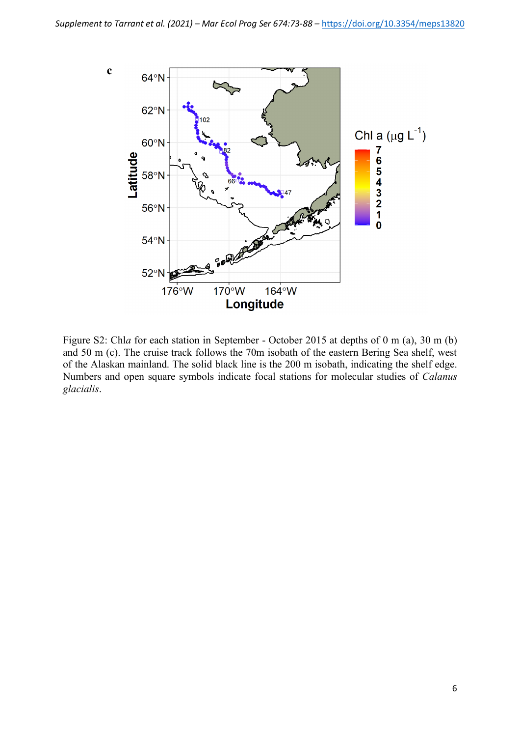Figure S2: Chl*a* for each station in September - October 2015 at depths of 0 m (a), 30 m (b) and 50 m (c). The cruise track follows the 70m isobath of the eastern Bering Sea shelf, west of the Alaskan mainland. The solid black line is the 200 m isobath, indicating the shelf edge. Numbers and open square symbols indicate focal stations for molecular studies of *Calanus glacialis*.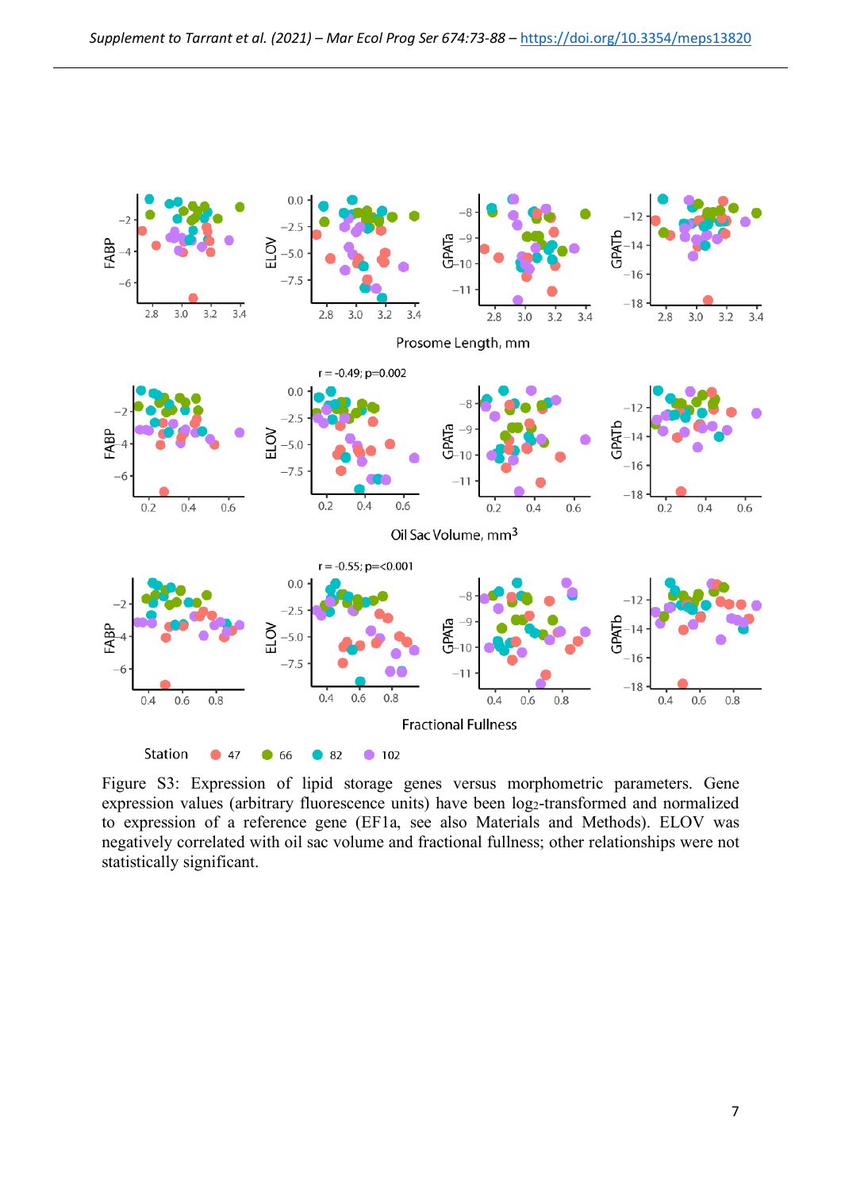Figure S3: Expression of lipid storage genes versus morphometric parameters. Gene expression values (arbitrary fluorescence units) have been $log_2$-transformed and normalized to expression of a reference gene (EF1a, see also Materials and Methods). ELOV was negatively correlated with oil sac volume and fractional fullness; other relationships were not statistically significant.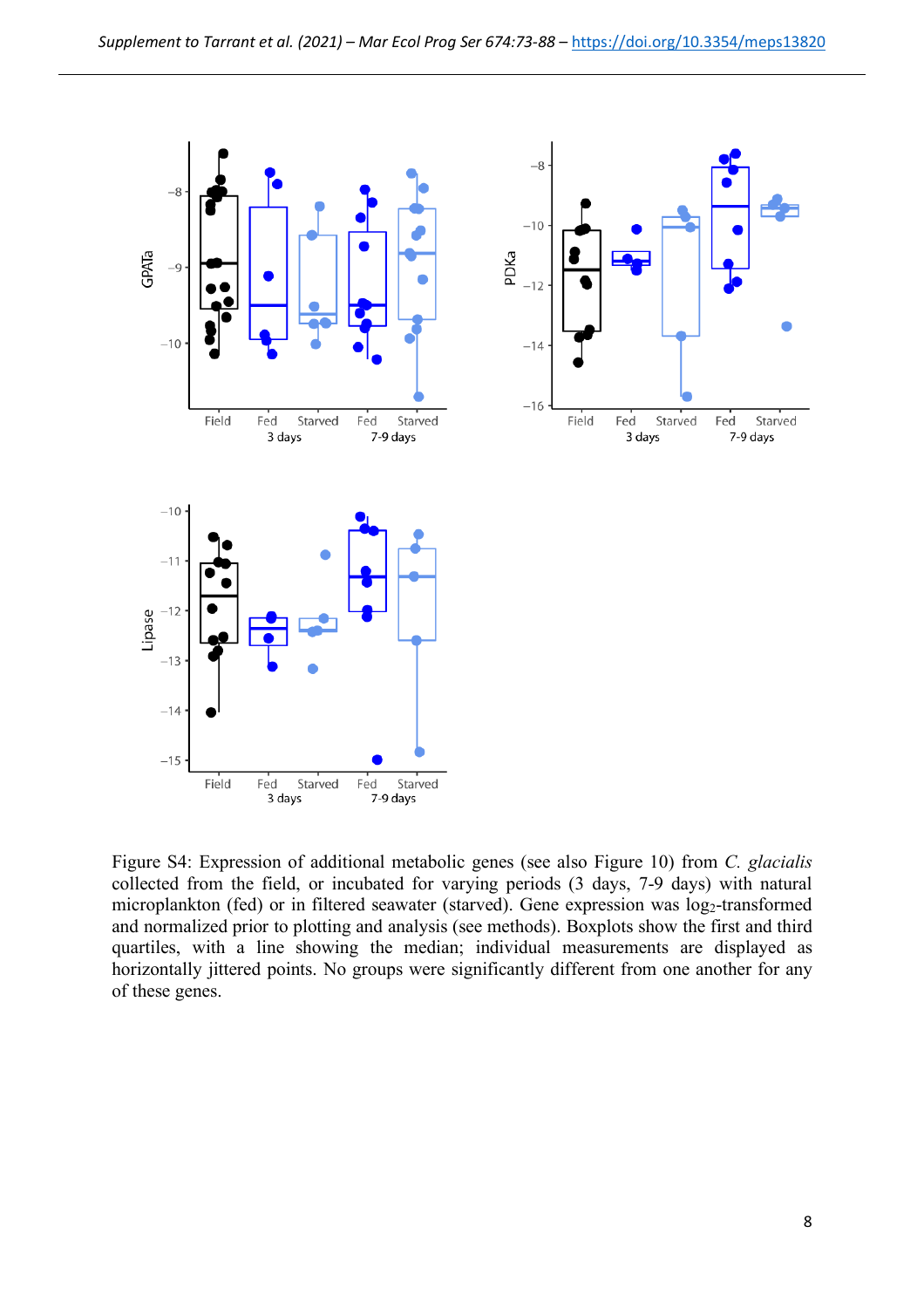GPATa

−8

−9

−10

Field

Fed

Starved

Fed

Starved

3 days

7-9 days

PDKa

−8

−10

−12

−14

−16

Field

Fed

Starved

Fed

Starved

3 days

7-9 days

Lipase

−10

−11

−12

−13

−14

−15

Field

Fed

Starved

Fed

Starved

3 days

7-9 days

Figure S4: Expression of additional metabolic genes (see also Figure 10) from *C. glacialis* collected from the field, or incubated for varying periods (3 days, 7-9 days) with natural microplankton (fed) or in filtered seawater (starved). Gene expression was $log_2$-transformed and normalized prior to plotting and analysis (see methods). Boxplots show the first and third quartiles, with a line showing the median; individual measurements are displayed as horizontally jittered points. No groups were significantly different from one another for any of these genes.